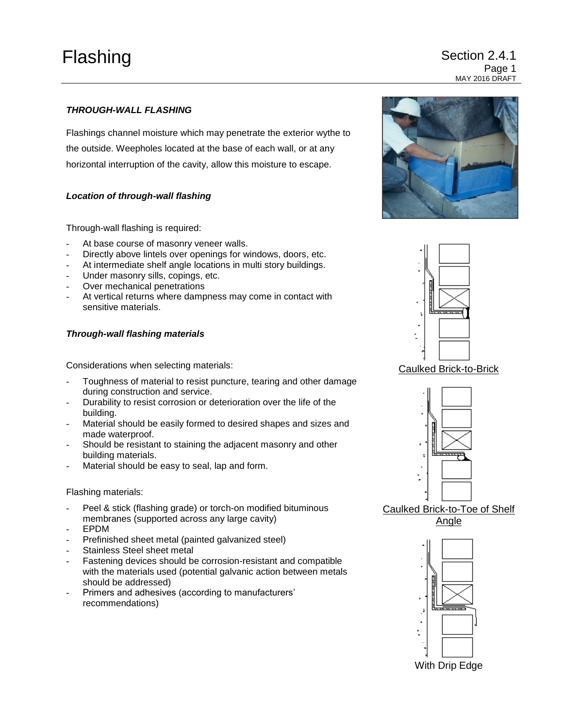# Flashing

Section 2.4.1

### *THROUGH-WALL FLASHING*

Flashings channel moisture which may penetrate the exterior wythe to the outside. Weepholes located at the base of each wall, or at any horizontal interruption of the cavity, allow this moisture to escape.

### *Location of through-wall flashing*

Through-wall flashing is required:

- At base course of masonry veneer walls.
- Directly above lintels over openings for windows, doors, etc.
- At intermediate shelf angle locations in multi story buildings.
- Under masonry sills, copings, etc.
- Over mechanical penetrations
- At vertical returns where dampness may come in contact with sensitive materials.

### *Through-wall flashing materials*

Considerations when selecting materials:

- Toughness of material to resist puncture, tearing and other damage during construction and service.
- Durability to resist corrosion or deterioration over the life of the building.
- Material should be easily formed to desired shapes and sizes and made waterproof.
- Should be resistant to staining the adjacent masonry and other building materials.
- Material should be easy to seal, lap and form.

Flashing materials:

- Peel & stick (flashing grade) or torch-on modified bituminous membranes (supported across any large cavity)
- EPDM
- Prefinished sheet metal (painted galvanized steel)
- Stainless Steel sheet metal
- Fastening devices should be corrosion-resistant and compatible with the materials used (potential galvanic action between metals should be addressed)
- Primers and adhesives (according to manufacturers' recommendations)

Caulked Brick-to-Brick

Caulked Brick-to-Toe of Shelf Angle

With Drip Edge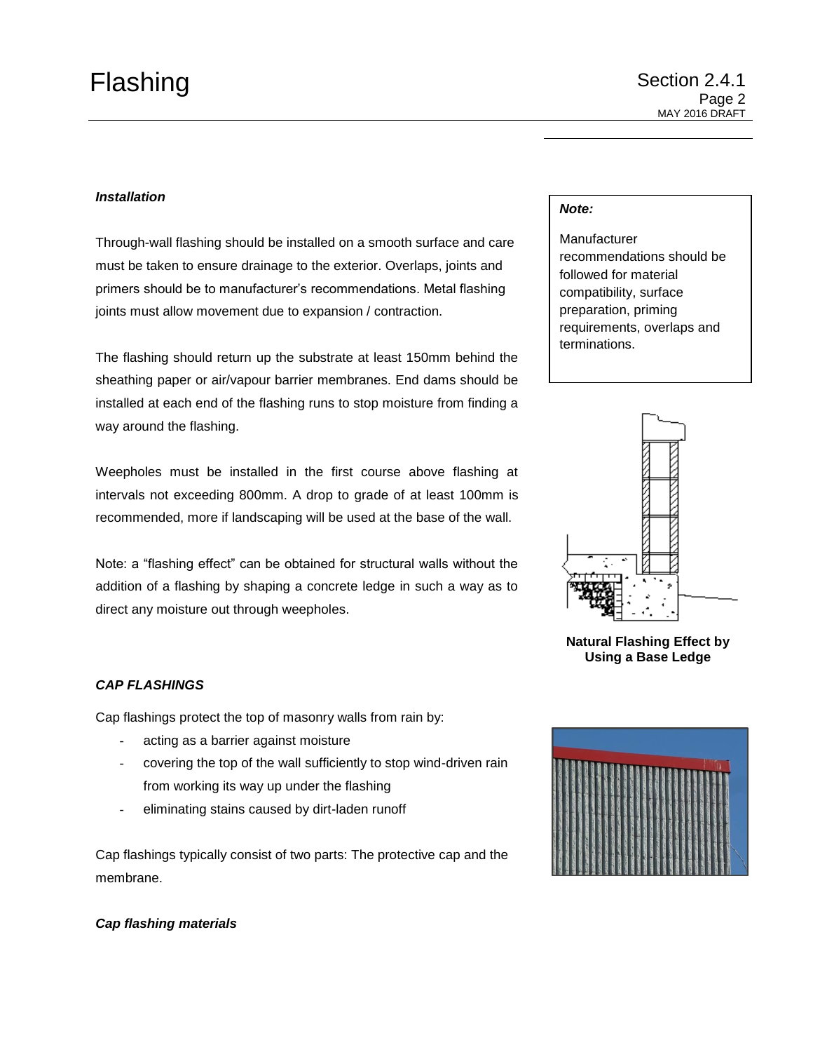### *Installation*

Through-wall flashing should be installed on a smooth surface and care must be taken to ensure drainage to the exterior. Overlaps, joints and primers should be to manufacturer's recommendations. Metal flashing joints must allow movement due to expansion / contraction.

The flashing should return up the substrate at least 150mm behind the sheathing paper or air/vapour barrier membranes. End dams should be installed at each end of the flashing runs to stop moisture from finding a way around the flashing.

Weepholes must be installed in the first course above flashing at intervals not exceeding 800mm. A drop to grade of at least 100mm is recommended, more if landscaping will be used at the base of the wall.

Note: a "flashing effect" can be obtained for structural walls without the addition of a flashing by shaping a concrete ledge in such a way as to direct any moisture out through weepholes.

> ***Note:***
>
> Manufacturer recommendations should be followed for material compatibility, surface preparation, priming requirements, overlaps and terminations.

**Natural Flashing Effect by Using a Base Ledge**

### *CAP FLASHINGS*

Cap flashings protect the top of masonry walls from rain by:

- acting as a barrier against moisture
- covering the top of the wall sufficiently to stop wind-driven rain from working its way up under the flashing
- eliminating stains caused by dirt-laden runoff

Cap flashings typically consist of two parts: The protective cap and the membrane.

### *Cap flashing materials*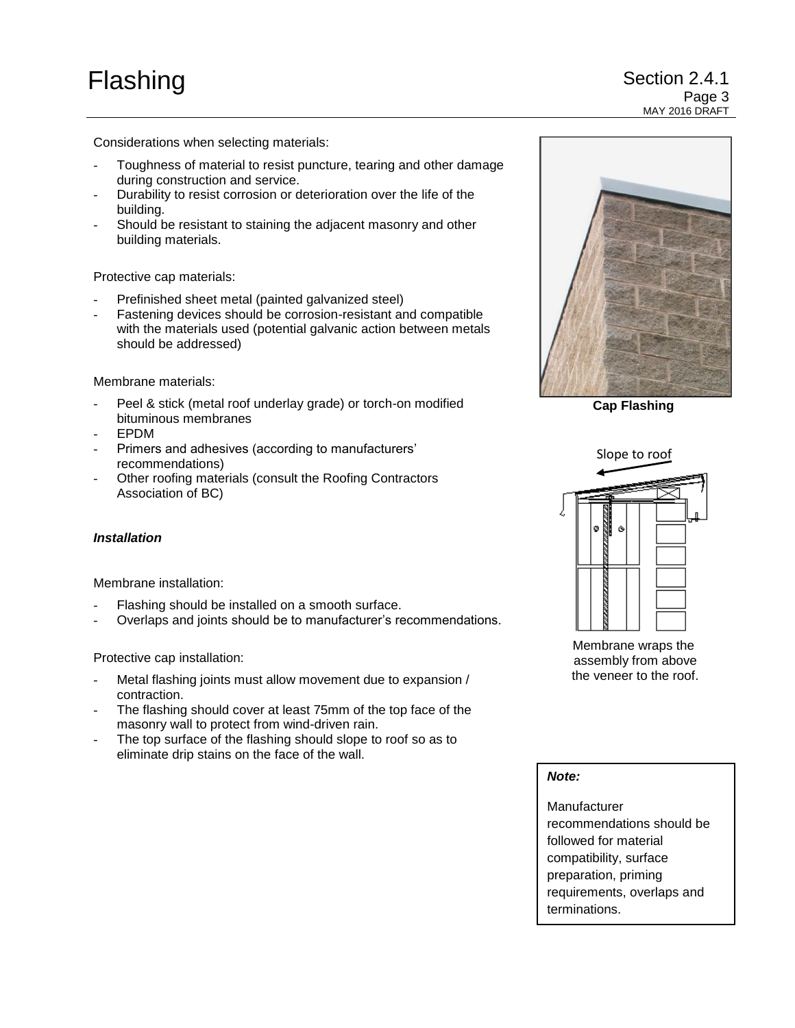Considerations when selecting materials:

- Toughness of material to resist puncture, tearing and other damage during construction and service.
- Durability to resist corrosion or deterioration over the life of the building.
- Should be resistant to staining the adjacent masonry and other building materials.

Protective cap materials:

- Prefinished sheet metal (painted galvanized steel)
- Fastening devices should be corrosion-resistant and compatible with the materials used (potential galvanic action between metals should be addressed)

Membrane materials:

- Peel & stick (metal roof underlay grade) or torch-on modified bituminous membranes
- EPDM
- Primers and adhesives (according to manufacturers' recommendations)
- Other roofing materials (consult the Roofing Contractors Association of BC)

***Installation***

Membrane installation:

- Flashing should be installed on a smooth surface.
- Overlaps and joints should be to manufacturer's recommendations.

Protective cap installation:

- Metal flashing joints must allow movement due to expansion / contraction.
- The flashing should cover at least 75mm of the top face of the masonry wall to protect from wind-driven rain.
- The top surface of the flashing should slope to roof so as to eliminate drip stains on the face of the wall.

**Cap Flashing**

Slope to roof

Membrane wraps the assembly from above the veneer to the roof.

***Note:***

Manufacturer recommendations should be followed for material compatibility, surface preparation, priming requirements, overlaps and terminations.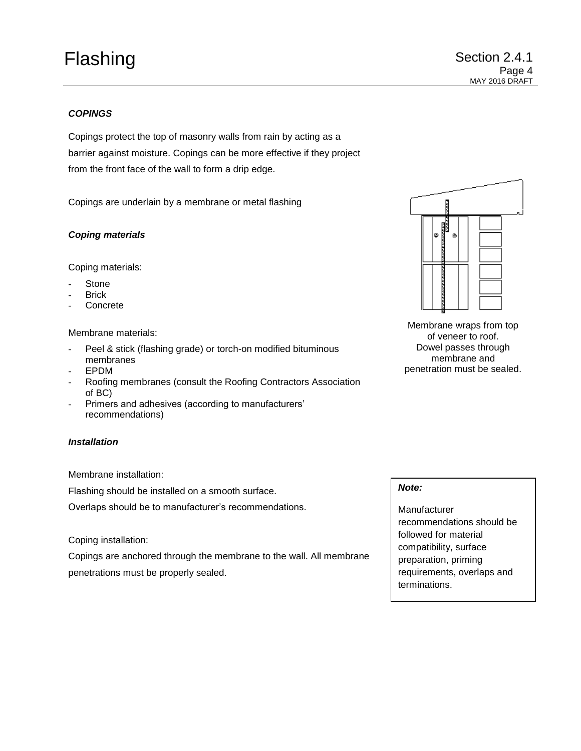### *COPINGS*

Copings protect the top of masonry walls from rain by acting as a barrier against moisture. Copings can be more effective if they project from the front face of the wall to form a drip edge.

Copings are underlain by a membrane or metal flashing

Membrane wraps from top of veneer to roof. Dowel passes through membrane and penetration must be sealed.

#### *Coping materials*

Coping materials:

- Stone
- Brick
- Concrete

Membrane materials:

- Peel & stick (flashing grade) or torch-on modified bituminous membranes
- EPDM
- Roofing membranes (consult the Roofing Contractors Association of BC)
- Primers and adhesives (according to manufacturers' recommendations)

#### *Installation*

Membrane installation:

Flashing should be installed on a smooth surface.

Overlaps should be to manufacturer's recommendations.

Coping installation:

Copings are anchored through the membrane to the wall. All membrane penetrations must be properly sealed.

> ***Note:***
>
> Manufacturer recommendations should be followed for material compatibility, surface preparation, priming requirements, overlaps and terminations.